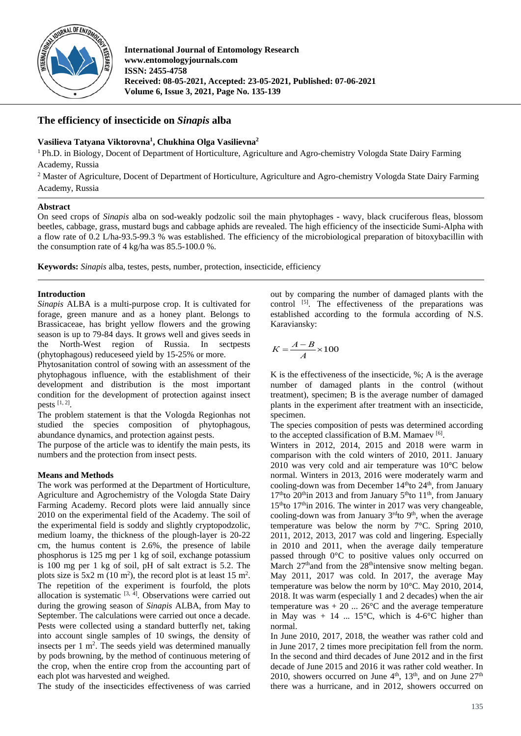International Journal of Entomology Research
www.entomologyjournals.com
ISSN: 2455-4758
Received: 08-05-2021, Accepted: 23-05-2021, Published: 07-06-2021
Volume 6, Issue 3, 2021, Page No. 135-139

# The efficiency of insecticide on *Sinapis* alba

**Vasilieva Tatyana Viktorovna[1], Chukhina Olga Vasilievna[2]**

[1] Ph.D. in Biology, Docent of Department of Horticulture, Agriculture and Agro-chemistry Vologda State Dairy Farming Academy, Russia

[2] Master of Agriculture, Docent of Department of Horticulture, Agriculture and Agro-chemistry Vologda State Dairy Farming Academy, Russia

## Abstract

On seed crops of *Sinapis* alba on sod-weakly podzolic soil the main phytophages - wavy, black cruciferous fleas, blossom beetles, cabbage, grass, mustard bugs and cabbage aphids are revealed. The high efficiency of the insecticide Sumi-Alpha with a flow rate of 0.2 L/ha-93.5-99.3 % was established. The efficiency of the microbiological preparation of bitoxybacillin with the consumption rate of 4 kg/ha was 85.5-100.0 %.

**Keywords:** *Sinapis* alba, testes, pests, number, protection, insecticide, efficiency

## Introduction

*Sinapis* ALBA is a multi-purpose crop. It is cultivated for forage, green manure and as a honey plant. Belongs to Brassicaceae, has bright yellow flowers and the growing season is up to 79-84 days. It grows well and gives seeds in the North-West region of Russia. In sectpests (phytophagous) reduceseed yield by 15-25% or more.

Phytosanitation control of sowing with an assessment of the phytophagous influence, with the establishment of their development and distribution is the most important condition for the development of protection against insect pests [1, 2].

The problem statement is that the Vologda Regionhas not studied the species composition of phytophagous, abundance dynamics, and protection against pests.

The purpose of the article was to identify the main pests, its numbers and the protection from insect pests.

## Means and Methods

The work was performed at the Department of Horticulture, Agriculture and Agrochemistry of the Vologda State Dairy Farming Academy. Record plots were laid annually since 2010 on the experimental field of the Academy. The soil of the experimental field is soddy and slightly cryptopodzolic, medium loamy, the thickness of the plough-layer is 20-22 cm, the humus content is 2.6%, the presence of labile phosphorus is 125 mg per 1 kg of soil, exchange potassium is 100 mg per 1 kg of soil, pH of salt extract is 5.2. The plots size is 5x2 m (10 $m^2$), the record plot is at least 15 $m^2$. The repetition of the experiment is fourfold, the plots allocation is systematic [3, 4]. Observations were carried out during the growing season of *Sinapis* ALBA, from May to September. The calculations were carried out once a decade. Pests were collected using a standard butterfly net, taking into account single samples of 10 swings, the density of insects per 1 $m^2$. The seeds yield was determined manually by pods browning, by the method of continuous metering of the crop, when the entire crop from the accounting part of each plot was harvested and weighed.

The study of the insecticides effectiveness of was carried out by comparing the number of damaged plants with the control [5]. The effectiveness of the preparations was established according to the formula according of N.S. Karaviansky:

$$K = \frac{A - B}{A} \times 100$$

K is the effectiveness of the insecticide, %; A is the average number of damaged plants in the control (without treatment), specimen; B is the average number of damaged plants in the experiment after treatment with an insecticide, specimen.

The species composition of pests was determined according to the accepted classification of B.M. Mamaev [6].

Winters in 2012, 2014, 2015 and 2018 were warm in comparison with the cold winters of 2010, 2011. January 2010 was very cold and air temperature was 10°C below normal. Winters in 2013, 2016 were moderately warm and cooling-down was from December 14thto 24th, from January 17thto 20thin 2013 and from January 5thto 11th, from January 15thto 17thin 2016. The winter in 2017 was very changeable, cooling-down was from January 3rdto 9th, when the average temperature was below the norm by 7°C. Spring 2010, 2011, 2012, 2013, 2017 was cold and lingering. Especially in 2010 and 2011, when the average daily temperature passed through 0°C to positive values only occurred on March 27thand from the 28thintensive snow melting began. May 2011, 2017 was cold. In 2017, the average May temperature was below the norm by 10°C. May 2010, 2014, 2018. It was warm (especially 1 and 2 decades) when the air temperature was + 20 ... 26°C and the average temperature in May was + 14 ... 15°C, which is 4-6°C higher than normal.

In June 2010, 2017, 2018, the weather was rather cold and in June 2017, 2 times more precipitation fell from the norm. In the second and third decades of June 2012 and in the first decade of June 2015 and 2016 it was rather cold weather. In 2010, showers occurred on June 4th, 13th, and on June 27th there was a hurricane, and in 2012, showers occurred on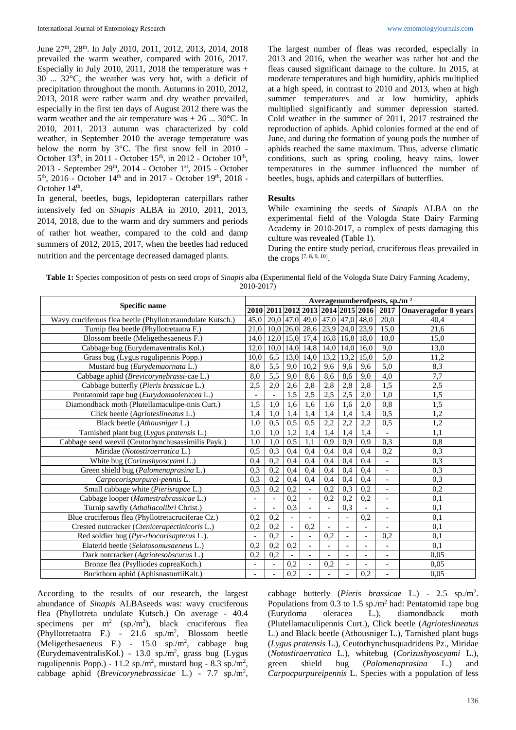June 27th, 28th. In July 2010, 2011, 2012, 2013, 2014, 2018 prevailed the warm weather, compared with 2016, 2017. Especially in July 2010, 2011, 2018 the temperature was + 30 ... 32°C, the weather was very hot, with a deficit of precipitation throughout the month. Autumns in 2010, 2012, 2013, 2018 were rather warm and dry weather prevailed, especially in the first ten days of August 2012 there was the warm weather and the air temperature was + 26 ... 30°C. In 2010, 2011, 2013 autumn was characterized by cold weather, in September 2010 the average temperature was below the norm by 3°C. The first snow fell in 2010 - October 13th, in 2011 - October 15th, in 2012 - October 10th, 2013 - September 29th, 2014 - October 1st, 2015 - October 5th, 2016 - October 14th and in 2017 - October 19th, 2018 - October 14th.

In general, beetles, bugs, lepidopteran caterpillars rather intensively fed on *Sinapis* ALBA in 2010, 2011, 2013, 2014, 2018, due to the warm and dry summers and periods of rather hot weather, compared to the cold and damp summers of 2012, 2015, 2017, when the beetles had reduced nutrition and the percentage decreased damaged plants.

The largest number of fleas was recorded, especially in 2013 and 2016, when the weather was rather hot and the fleas caused significant damage to the culture. In 2015, at moderate temperatures and high humidity, aphids multiplied at a high speed, in contrast to 2010 and 2013, when at high summer temperatures and at low humidity, aphids multiplied significantly and summer depression started. Cold weather in the summer of 2011, 2017 restrained the reproduction of aphids. Aphid colonies formed at the end of June, and during the formation of young pods the number of aphids reached the same maximum. Thus, adverse climatic conditions, such as spring cooling, heavy rains, lower temperatures in the summer influenced the number of beetles, bugs, aphids and caterpillars of butterflies.

## Results

While examining the seeds of *Sinapis* ALBA on the experimental field of the Vologda State Dairy Farming Academy in 2010-2017, a complex of pests damaging this culture was revealed (Table 1).

During the entire study period, cruciferous fleas prevailed in the crops [7, 8, 9, 10].

**Table 1:** Species composition of pests on seed crops of *Sinapis* alba (Experimental field of the Vologda State Dairy Farming Academy, 2010-2017)

| Specific name | Averagenumberofpests, sp./m² | | | | | | | | |
|---|---|---|---|---|---|---|---|---|---|
| | 2010 | 2011 | 2012 | 2013 | 2014 | 2015 | 2016 | 2017 | Onaveragefor 8 years |
| Wavy cruciferous flea beetle (Phyllotretaundulate Kutsch.) | 45,0 | 20,0 | 47,0 | 49,0 | 47,0 | 47,0 | 48,0 | 20,0 | 40,4 |
| Turnip flea beetle (Phyllotretaatra F.) | 21,0 | 10,0 | 26,0 | 28,6 | 23,9 | 24,0 | 23,9 | 15,0 | 21,6 |
| Blossom beetle (Meligethesaeneus F.) | 14,0 | 12,0 | 15,0 | 17,4 | 16,8 | 16,8 | 18,0 | 10,0 | 15,0 |
| Cabbage bug (Eurydemaventralis Kol.) | 12,0 | 10,0 | 14,0 | 14,8 | 14,0 | 14,0 | 16,0 | 9,0 | 13,0 |
| Grass bug (Lygus rugulipennis Popp.) | 10,0 | 6,5 | 13,0 | 14,0 | 13,2 | 13,2 | 15,0 | 5,0 | 11,2 |
| Mustard bug (*Eurydemaornata* L.) | 8,0 | 5,5 | 9,0 | 10,2 | 9,6 | 9,6 | 9,6 | 5,0 | 8,3 |
| Cabbage aphid (*Brevicorynebrassi*-cae L.) | 8,0 | 5,5 | 9,0 | 8,6 | 8,6 | 8,6 | 9,0 | 4,0 | 7,7 |
| Cabbage butterfly (*Pieris brassicae* L.) | 2,5 | 2,0 | 2,6 | 2,8 | 2,8 | 2,8 | 2,8 | 1,5 | 2,5 |
| Pentatomid rape bug (*Eurydomaoleracea* L.) | - | - | 1,5 | 2,5 | 2,5 | 2,5 | 2,0 | 1,0 | 1,5 |
| Diamondback moth (Plutellamaculipe-nnis Curt.) | 1,5 | 1,0 | 1,6 | 1,6 | 1,6 | 1,6 | 2,0 | 0,8 | 1,5 |
| Click beetle (*Agrioteslineatus* L.) | 1,4 | 1,0 | 1,4 | 1,4 | 1,4 | 1,4 | 1,4 | 0,5 | 1,2 |
| Black beetle (*Athousniger* L.) | 1,0 | 0,5 | 0,5 | 0,5 | 2,2 | 2,2 | 2,2 | 0,5 | 1,2 |
| Tarnished plant bug (*Lygus pratensis* L.) | 1,0 | 1,0 | 1,2 | 1,4 | 1,4 | 1,4 | 1,4 | - | 1,1 |
| Cabbage seed weevil (Ceutorhynchusassimilis Payk.) | 1,0 | 1,0 | 0,5 | 1,1 | 0,9 | 0,9 | 0,9 | 0,3 | 0,8 |
| Miridae (*Notostiraerratica* L.) | 0,5 | 0,3 | 0,4 | 0,4 | 0,4 | 0,4 | 0,4 | 0,2 | 0,3 |
| White bug (*Corizushyoscyami* L.) | 0,4 | 0,2 | 0,4 | 0,4 | 0,4 | 0,4 | 0,4 | - | 0,3 |
| Green shield bug (*Palomenaprasina* L.) | 0,3 | 0,2 | 0,4 | 0,4 | 0,4 | 0,4 | 0,4 | - | 0,3 |
| *Carpocorispurpurei-pennis* L. | 0,3 | 0,2 | 0,4 | 0,4 | 0,4 | 0,4 | 0,4 | - | 0,3 |
| Small cabbage white (*Pierisrapae* L.) | 0,3 | 0,2 | 0,2 | - | 0,2 | 0,3 | 0,2 | - | 0,2 |
| Cabbage looper (*Mamestrabrassicae* L.) | - | - | 0,2 | - | 0,2 | 0,2 | 0,2 | - | 0,1 |
| Turnip sawfly (*Athaliacolibri* Christ.) | - | - | 0,3 | - | - | 0,3 | - | - | 0,1 |
| Blue cruciferous flea (Phyllotretacruciferae Cz.) | 0,2 | 0,2 | - | - | - | - | 0,2 | - | 0,1 |
| Crested nutcracker (*Ctenicerapectinicoris* L.) | 0,2 | 0,2 | - | 0,2 | - | - | - | - | 0,1 |
| Red soldier bug (*Pyr-rhocorisapterus* L.). | - | 0,2 | - | - | 0,2 | - | - | 0,2 | 0,1 |
| Elaterid beetle (*Selatosomusaeneus* L.) | 0,2 | 0,2 | 0,2 | - | - | - | - | - | 0,1 |
| Dark nutcracker (*Agriotesobscurus* L.) | 0,2 | 0,2 | - | - | - | - | - | - | 0,05 |
| Bronze flea (Psylliodes cupreaKoch.) | - | - | 0,2 | - | 0,2 | - | - | - | 0,05 |
| Buckthorn aphid (AphisnasturtiiKalt.) | - | - | 0,2 | - | - | - | 0,2 | - | 0,05 |

According to the results of our research, the largest abundance of *Sinapis* ALBAseeds was: wavy cruciferous flea (Phyllotreta undulate Kutsch.) On average - 40.4 specimens per m² (sp./m²), black cruciferous flea (Phyllotretaatra F.) - 21.6 sp./m², Blossom beetle (Meligethesaeneus F.) - 15.0 sp./m², cabbage bug (EurydemaventralisKol.) - 13.0 sp./m², grass bug (Lygus rugulipennis Popp.) - 11.2 sp./m², mustard bug - 8.3 sp./m², cabbage aphid (*Brevicorynebrassicae* L.) - 7.7 sp./m², cabbage butterly (*Pieris brassicae* L.) - 2.5 sp./m². Populations from 0.3 to 1.5 sp./m² had: Pentatomid rape bug (Eurydoma oleracea L.), diamondback moth (Plutellamaculipennis Curt.), Click beetle (*Agrioteslineatus* L.) and Black beetle (Athousniger L.), Tarnished plant bugs (*Lygus pratensis* L.), Ceutorhynchusquadridens Pz., Miridae (*Notostiraerratica* L.), whitebug (*Corizushyoscyami* L.), green shield bug (*Palomenaprasina* L.) and *Carpocpurpureipennis* L. Species with a population of less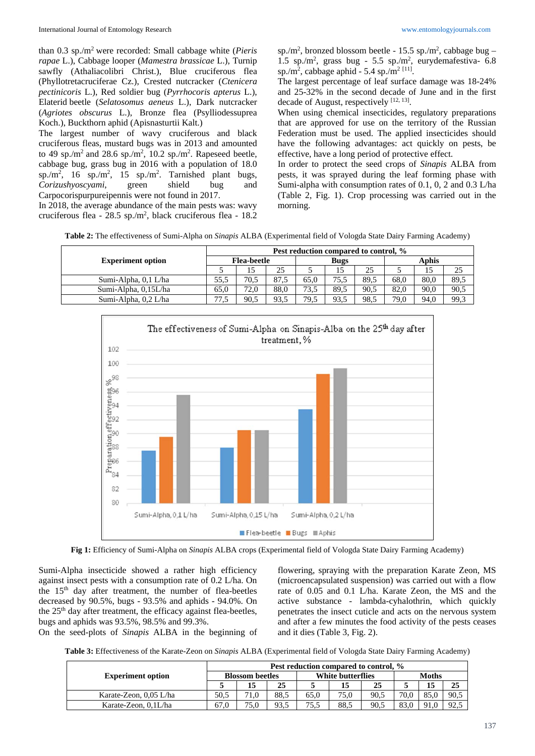than 0.3 sp./m$^2$ were recorded: Small cabbage white (*Pieris rapae* L.), Cabbage looper (*Mamestra brassicae* L.), Turnip sawfly (Athaliacolibri Christ.), Blue cruciferous flea (Phyllotretacruciferae Cz.), Crested nutcracker (*Ctenicera pectinicoris* L.), Red soldier bug (*Pyrrhocoris apterus* L.), Elaterid beetle (*Selatosomus aeneus* L.), Dark nutcracker (*Agriotes obscurus* L.), Bronze flea (Psylliodessuprea Koch.), Buckthorn aphid (Apisnasturtii Kalt.)

The largest number of wavy cruciferous and black cruciferous fleas, mustard bugs was in 2013 and amounted to 49 sp./m$^2$ and 28.6 sp./m$^2$, 10.2 sp./m$^2$. Rapeseed beetle, cabbage bug, grass bug in 2016 with a population of 18.0 sp./m$^2$, 16 sp./m$^2$, 15 sp./m$^2$. Tarnished plant bugs, *Corizushyoscyami*, green shield bug and Carpocorispurpureipennis were not found in 2017.

In 2018, the average abundance of the main pests was: wavy cruciferous flea - 28.5 sp./m$^2$, black cruciferous flea - 18.2 sp./m$^2$, bronzed blossom beetle - 15.5 sp./m$^2$, cabbage bug – 1.5 sp./m$^2$, grass bug - 5.5 sp./m$^2$, eurydemafestiva- 6.8 sp./m$^2$, cabbage aphid - 5.4 sp./m$^2$ [11].

The largest percentage of leaf surface damage was 18-24% and 25-32% in the second decade of June and in the first decade of August, respectively [12, 13].

When using chemical insecticides, regulatory preparations that are approved for use on the territory of the Russian Federation must be used. The applied insecticides should have the following advantages: act quickly on pests, be effective, have a long period of protective effect.

In order to protect the seed crops of *Sinapis* ALBA from pests, it was sprayed during the leaf forming phase with Sumi-alpha with consumption rates of 0.1, 0, 2 and 0.3 L/ha (Table 2, Fig. 1). Crop processing was carried out in the morning.

**Table 2:** The effectiveness of Sumi-Alpha on *Sinapis* ALBA (Experimental field of Vologda State Dairy Farming Academy)

| Experiment option | Pest reduction compared to control, % | | | | | | | | |
|---|---|---|---|---|---|---|---|---|---|
| | Flea-beetle | | | Bugs | | | Aphis | | |
| | 5 | 15 | 25 | 5 | 15 | 25 | 5 | 15 | 25 |
| Sumi-Alpha, 0,1 L/ha | 55,5 | 70,5 | 87,5 | 65,0 | 75,5 | 89,5 | 68,0 | 80,0 | 89,5 |
| Sumi-Alpha, 0,15L/ha | 65,0 | 72,0 | 88,0 | 73,5 | 89,5 | 90,5 | 82,0 | 90,0 | 90,5 |
| Sumi-Alpha, 0,2 L/ha | 77,5 | 90,5 | 93,5 | 79,5 | 93,5 | 98,5 | 79,0 | 94,0 | 99,3 |

**Fig 1:** Efficiency of Sumi-Alpha on *Sinapis* ALBA crops (Experimental field of Vologda State Dairy Farming Academy)

Sumi-Alpha insecticide showed a rather high efficiency against insect pests with a consumption rate of 0.2 L/ha. On the 15$^{th}$ day after treatment, the number of flea-beetles decreased by 90.5%, bugs - 93.5% and aphids - 94.0%. On the 25$^{th}$ day after treatment, the efficacy against flea-beetles, bugs and aphids was 93.5%, 98.5% and 99.3%.

On the seed-plots of *Sinapis* ALBA in the beginning of flowering, spraying with the preparation Karate Zeon, MS (microencapsulated suspension) was carried out with a flow rate of 0.05 and 0.1 L/ha. Karate Zeon, the MS and the active substance - lambda-cyhalothrin, which quickly penetrates the insect cuticle and acts on the nervous system and after a few minutes the food activity of the pests ceases and it dies (Table 3, Fig. 2).

**Table 3:** Effectiveness of the Karate-Zeon on *Sinapis* ALBA (Experimental field of Vologda State Dairy Farming Academy)

| Experiment option | Pest reduction compared to control, % | | | | | | | | |
|---|---|---|---|---|---|---|---|---|---|
| | Blossom beetles | | | White butterflies | | | Moths | | |
| | 5 | 15 | 25 | 5 | 15 | 25 | 5 | 15 | 25 |
| Karate-Zeon, 0,05 L/ha | 50,5 | 71,0 | 88,5 | 65,0 | 75,0 | 90,5 | 70,0 | 85,0 | 90,5 |
| Karate-Zeon, 0,1L/ha | 67,0 | 75,0 | 93,5 | 75,5 | 88,5 | 90,5 | 83,0 | 91,0 | 92,5 |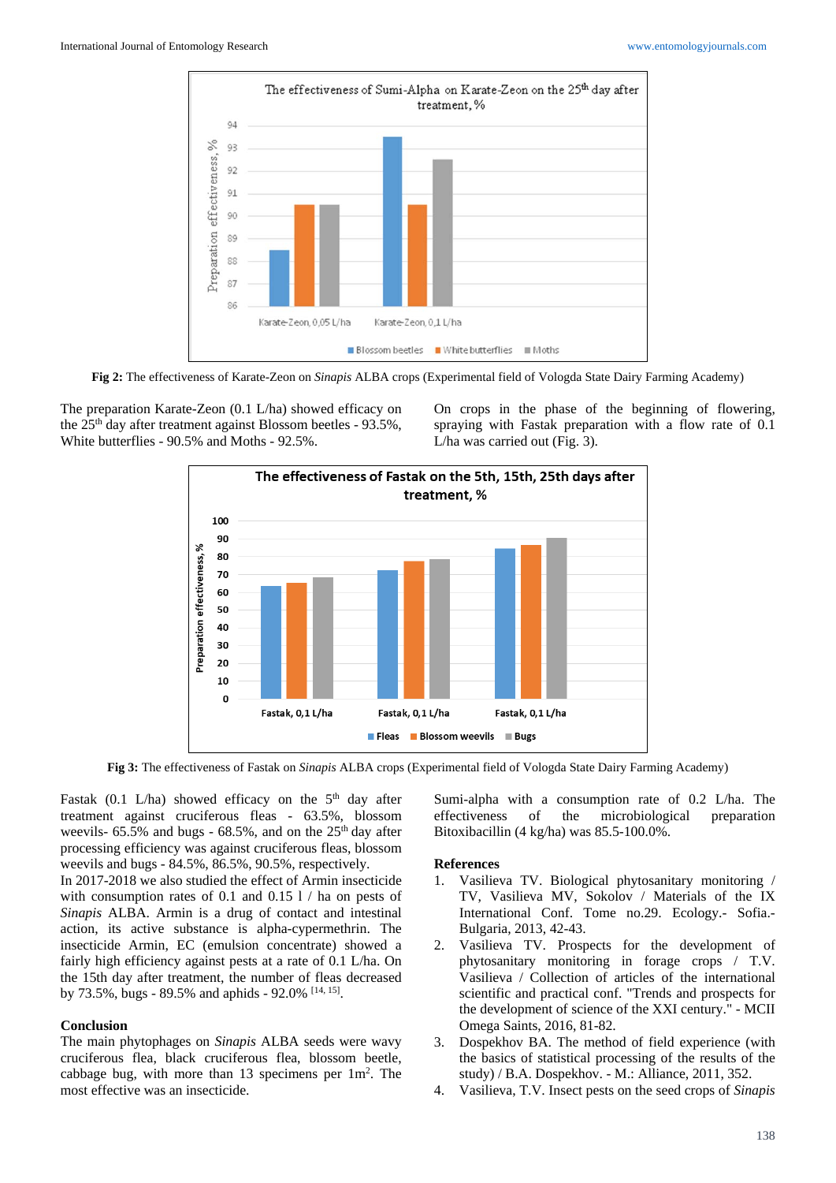Fig 2: The effectiveness of Karate-Zeon on *Sinapis* ALBA crops (Experimental field of Vologda State Dairy Farming Academy)

The preparation Karate-Zeon (0.1 L/ha) showed efficacy on the 25[th] day after treatment against Blossom beetles - 93.5%, White butterflies - 90.5% and Moths - 92.5%.

On crops in the phase of the beginning of flowering, spraying with Fastak preparation with a flow rate of 0.1 L/ha was carried out (Fig. 3).

Fig 3: The effectiveness of Fastak on *Sinapis* ALBA crops (Experimental field of Vologda State Dairy Farming Academy)

Fastak (0.1 L/ha) showed efficacy on the 5[th] day after treatment against cruciferous fleas - 63.5%, blossom weevils- 65.5% and bugs - 68.5%, and on the 25[th] day after processing efficiency was against cruciferous fleas, blossom weevils and bugs - 84.5%, 86.5%, 90.5%, respectively.

In 2017-2018 we also studied the effect of Armin insecticide with consumption rates of 0.1 and 0.15 l / ha on pests of *Sinapis* ALBA. Armin is a drug of contact and intestinal action, its active substance is alpha-cypermethrin. The insecticide Armin, EC (emulsion concentrate) showed a fairly high efficiency against pests at a rate of 0.1 L/ha. On the 15th day after treatment, the number of fleas decreased by 73.5%, bugs - 89.5% and aphids - 92.0% [14, 15].

## Conclusion

The main phytophages on *Sinapis* ALBA seeds were wavy cruciferous flea, black cruciferous flea, blossom beetle, cabbage bug, with more than 13 specimens per 1m$^2$. The most effective was an insecticide. Sumi-alpha with a consumption rate of 0.2 L/ha. The effectiveness of the microbiological preparation Bitoxibacillin (4 kg/ha) was 85.5-100.0%.

## References

1. Vasilieva TV. Biological phytosanitary monitoring / TV, Vasilieva MV, Sokolov / Materials of the IX International Conf. Tome no.29. Ecology.- Sofia.- Bulgaria, 2013, 42-43.
2. Vasilieva TV. Prospects for the development of phytosanitary monitoring in forage crops / T.V. Vasilieva / Collection of articles of the international scientific and practical conf. "Trends and prospects for the development of science of the XXI century." - MCII Omega Saints, 2016, 81-82.
3. Dospekhov BA. The method of field experience (with the basics of statistical processing of the results of the study) / B.A. Dospekhov. - M.: Alliance, 2011, 352.
4. Vasilieva, T.V. Insect pests on the seed crops of *Sinapis*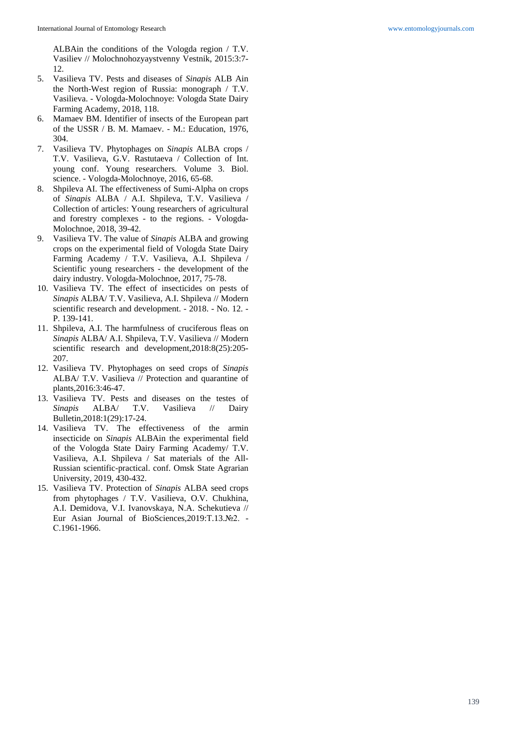ALBAin the conditions of the Vologda region / T.V. Vasiliev // Molochnohozyaystvenny Vestnik, 2015:3:7-12.

5. Vasilieva TV. Pests and diseases of *Sinapis* ALB Ain the North-West region of Russia: monograph / T.V. Vasilieva. - Vologda-Molochnoye: Vologda State Dairy Farming Academy, 2018, 118.
6. Mamaev BM. Identifier of insects of the European part of the USSR / B. M. Mamaev. - M.: Education, 1976, 304.
7. Vasilieva TV. Phytophages on *Sinapis* ALBA crops / T.V. Vasilieva, G.V. Rastutaeva / Collection of Int. young conf. Young researchers. Volume 3. Biol. science. - Vologda-Molochnoye, 2016, 65-68.
8. Shpileva AI. The effectiveness of Sumi-Alpha on crops of *Sinapis* ALBA / A.I. Shpileva, T.V. Vasilieva / Collection of articles: Young researchers of agricultural and forestry complexes - to the regions. - Vologda-Molochnoe, 2018, 39-42.
9. Vasilieva TV. The value of *Sinapis* ALBA and growing crops on the experimental field of Vologda State Dairy Farming Academy / T.V. Vasilieva, A.I. Shpileva / Scientific young researchers - the development of the dairy industry. Vologda-Molochnoe, 2017, 75-78.
10. Vasilieva TV. The effect of insecticides on pests of *Sinapis* ALBA/ T.V. Vasilieva, A.I. Shpileva // Modern scientific research and development. - 2018. - No. 12. - P. 139-141.
11. Shpileva, A.I. The harmfulness of cruciferous fleas on *Sinapis* ALBA/ A.I. Shpileva, T.V. Vasilieva // Modern scientific research and development,2018:8(25):205-207.
12. Vasilieva TV. Phytophages on seed crops of *Sinapis* ALBA/ T.V. Vasilieva // Protection and quarantine of plants,2016:3:46-47.
13. Vasilieva TV. Pests and diseases on the testes of *Sinapis* ALBA/ T.V. Vasilieva // Dairy Bulletin,2018:1(29):17-24.
14. Vasilieva TV. The effectiveness of the armin insecticide on *Sinapis* ALBAin the experimental field of the Vologda State Dairy Farming Academy/ T.V. Vasilieva, A.I. Shpileva / Sat materials of the All-Russian scientific-practical. conf. Omsk State Agrarian University, 2019, 430-432.
15. Vasilieva TV. Protection of *Sinapis* ALBA seed crops from phytophages / T.V. Vasilieva, O.V. Chukhina, A.I. Demidova, V.I. Ivanovskaya, N.A. Schekutieva // Eur Asian Journal of BioSciences,2019:T.13.№2. - C.1961-1966.